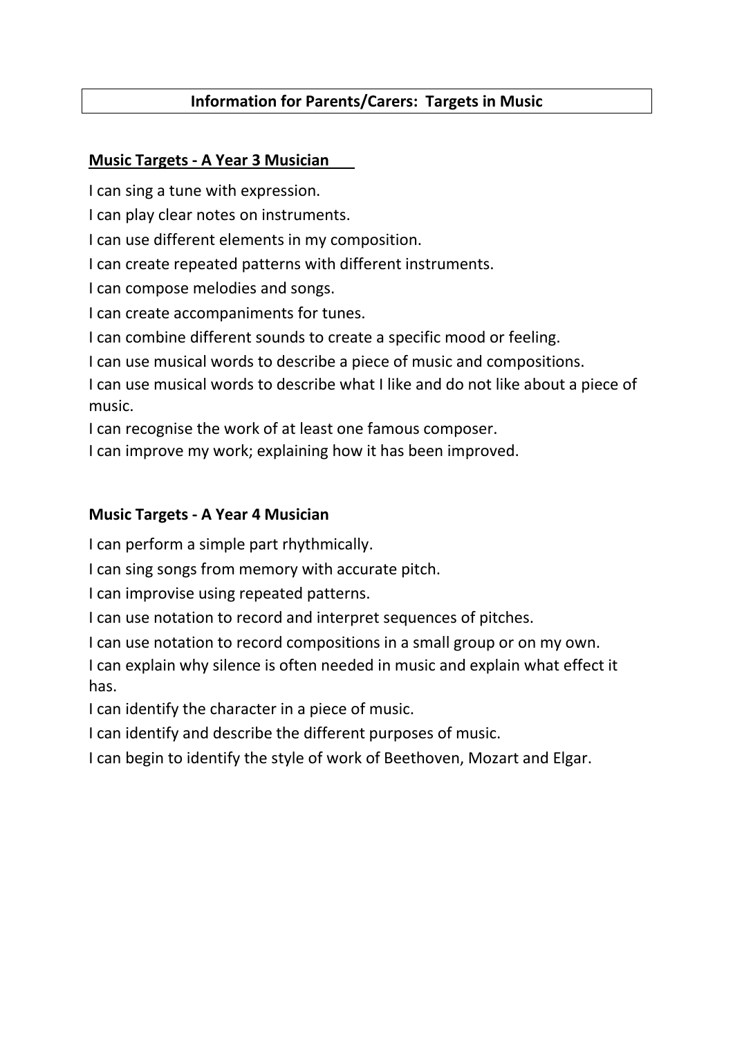# Information for Parents/Carers: Targets in Music

## Music Targets - A Year 3 Musician

I can sing a tune with expression.

I can play clear notes on instruments.

I can use different elements in my composition.

I can create repeated patterns with different instruments.

I can compose melodies and songs.

I can create accompaniments for tunes.

I can combine different sounds to create a specific mood or feeling.

I can use musical words to describe a piece of music and compositions.

I can use musical words to describe what I like and do not like about a piece of music.

I can recognise the work of at least one famous composer.

I can improve my work; explaining how it has been improved.

## Music Targets - A Year 4 Musician

I can perform a simple part rhythmically.

I can sing songs from memory with accurate pitch.

I can improvise using repeated patterns.

I can use notation to record and interpret sequences of pitches.

I can use notation to record compositions in a small group or on my own.

I can explain why silence is often needed in music and explain what effect it has.

I can identify the character in a piece of music.

I can identify and describe the different purposes of music.

I can begin to identify the style of work of Beethoven, Mozart and Elgar.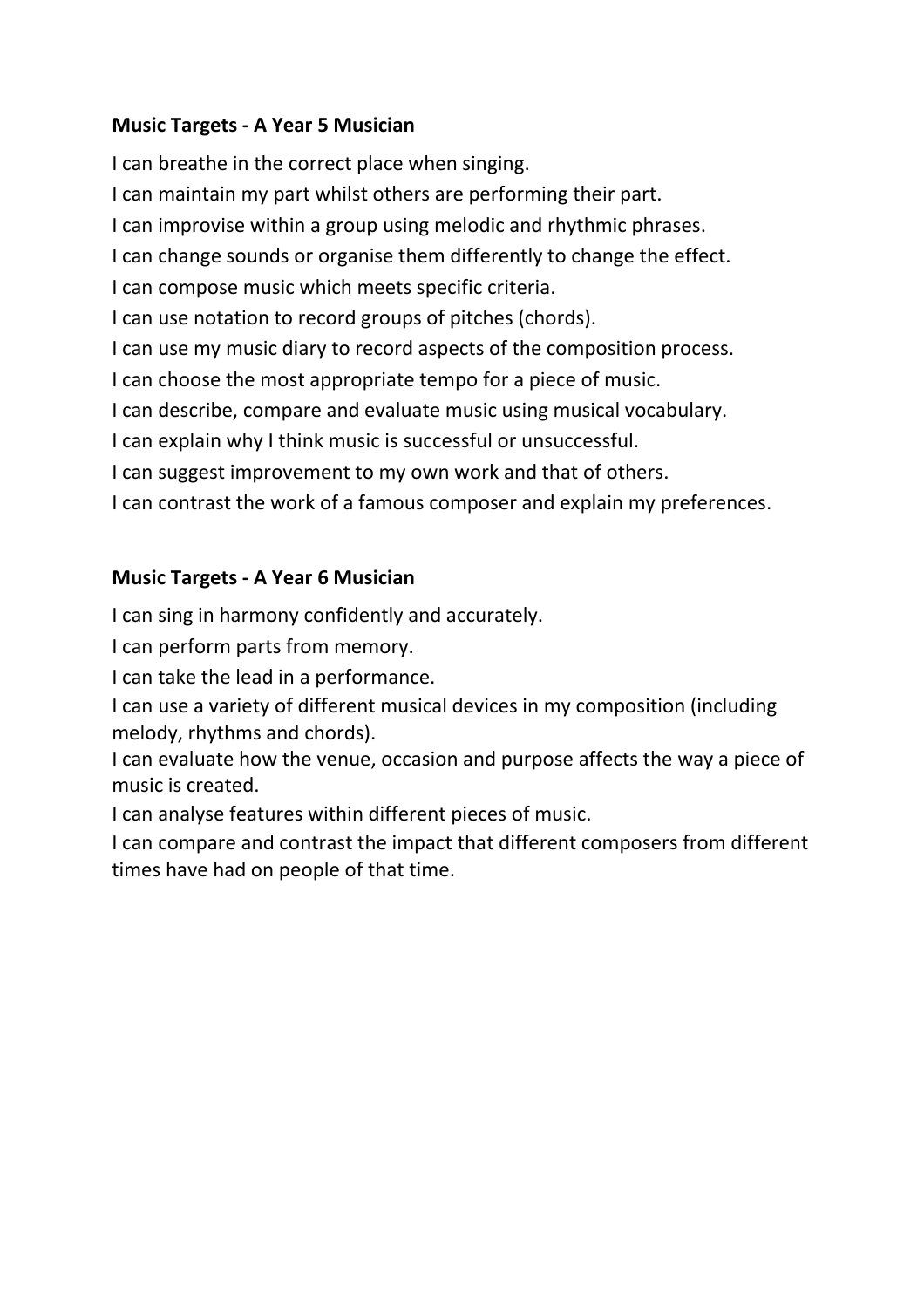**Music Targets - A Year 5 Musician**

I can breathe in the correct place when singing.
I can maintain my part whilst others are performing their part.
I can improvise within a group using melodic and rhythmic phrases.
I can change sounds or organise them differently to change the effect.
I can compose music which meets specific criteria.
I can use notation to record groups of pitches (chords).
I can use my music diary to record aspects of the composition process.
I can choose the most appropriate tempo for a piece of music.
I can describe, compare and evaluate music using musical vocabulary.
I can explain why I think music is successful or unsuccessful.
I can suggest improvement to my own work and that of others.
I can contrast the work of a famous composer and explain my preferences.

**Music Targets - A Year 6 Musician**

I can sing in harmony confidently and accurately.
I can perform parts from memory.
I can take the lead in a performance.
I can use a variety of different musical devices in my composition (including melody, rhythms and chords).
I can evaluate how the venue, occasion and purpose affects the way a piece of music is created.
I can analyse features within different pieces of music.
I can compare and contrast the impact that different composers from different times have had on people of that time.